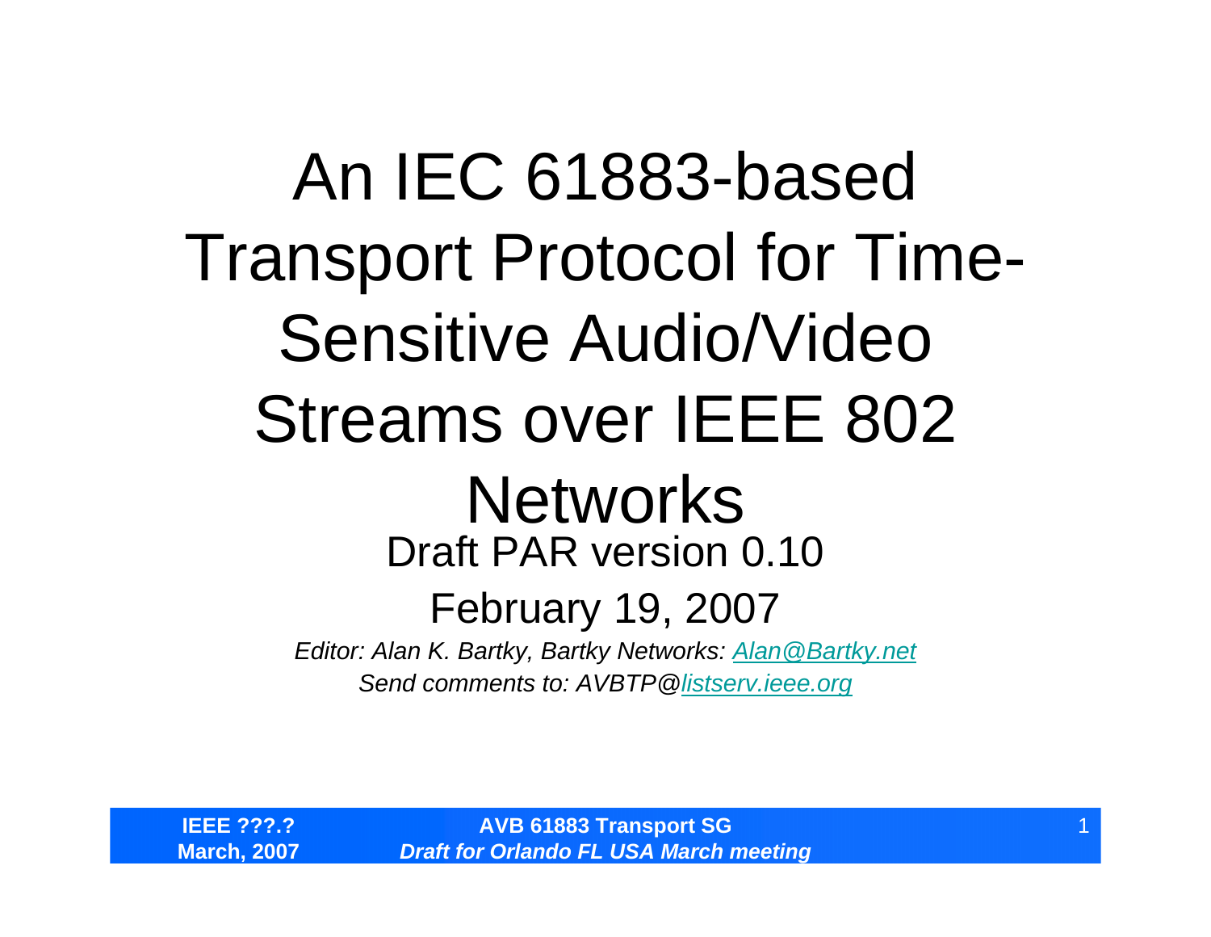# An IEC 61883-based Transport Protocol for Time-Sensitive Audio/Video Streams over IEEE 802 Networks

Draft PAR version 0.10

February 19, 2007

*Editor: Alan K. Bartky, Bartky Networks: Alan@Bartky.net*

*Send comments to: AVBTP@listserv.ieee.org*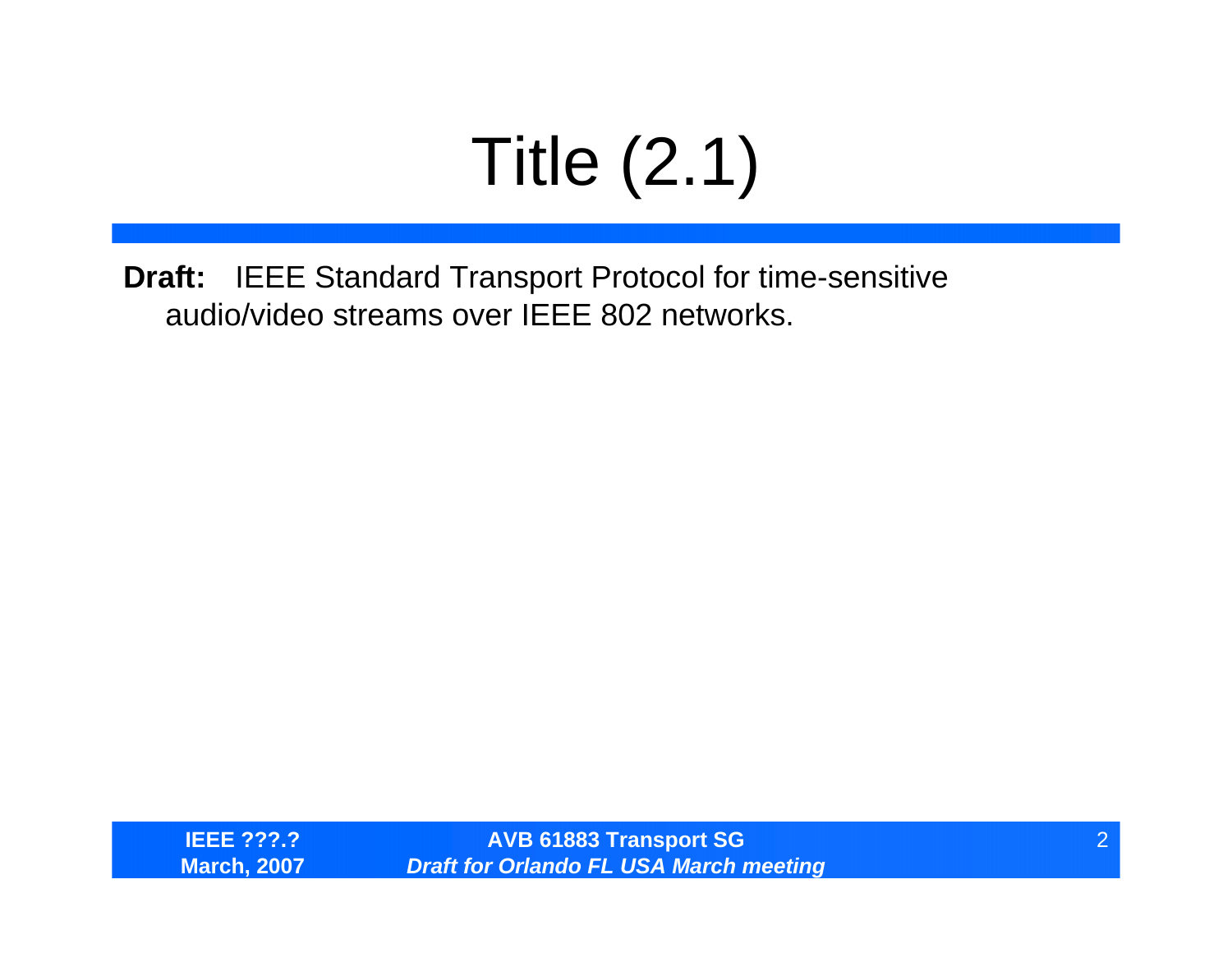# Title (2.1)

**Draft:** IEEE Standard Transport Protocol for time-sensitive audio/video streams over IEEE 802 networks.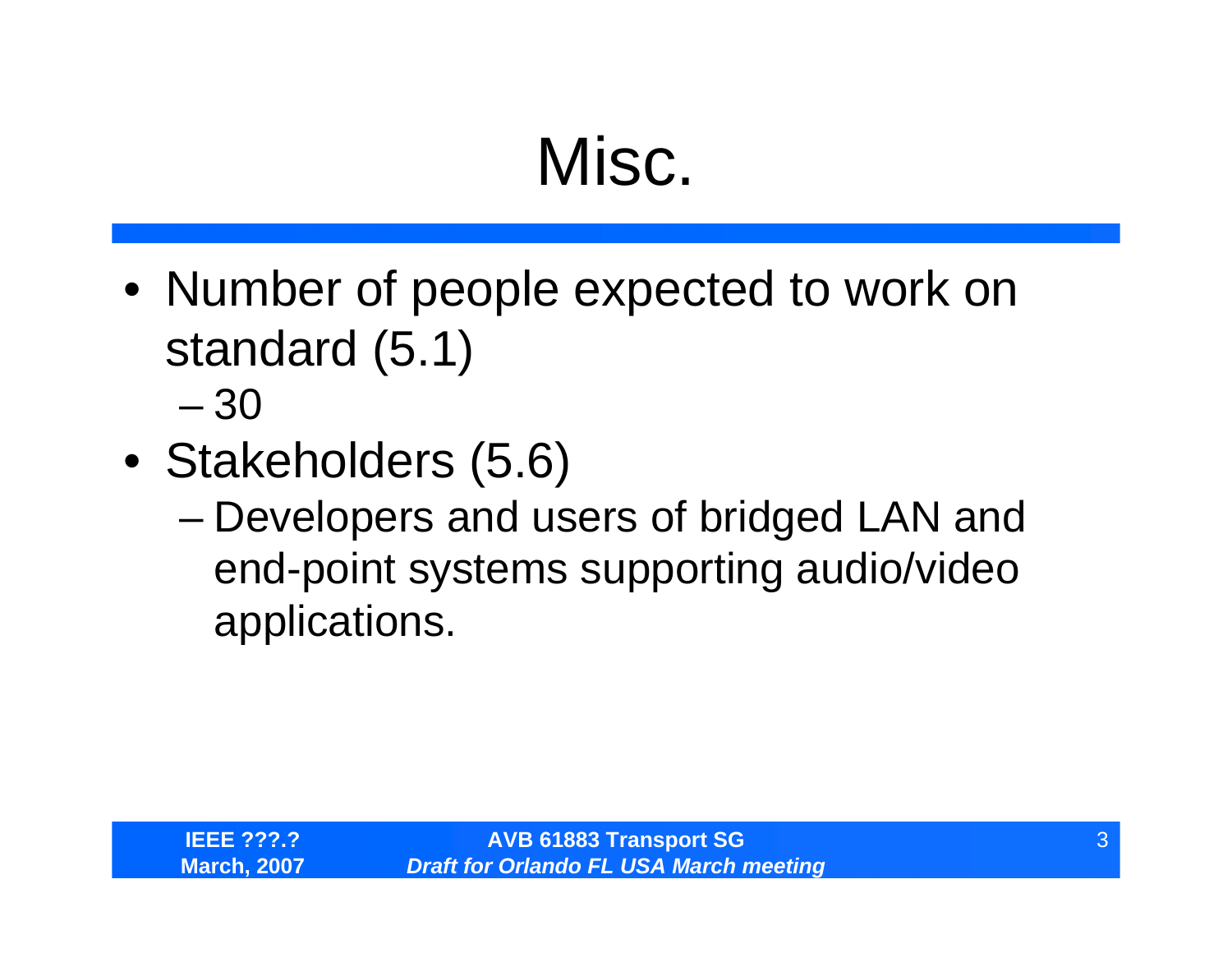# Misc.

- Number of people expected to work on standard (5.1)
  - 30
- Stakeholders (5.6)
  - Developers and users of bridged LAN and end-point systems supporting audio/video applications.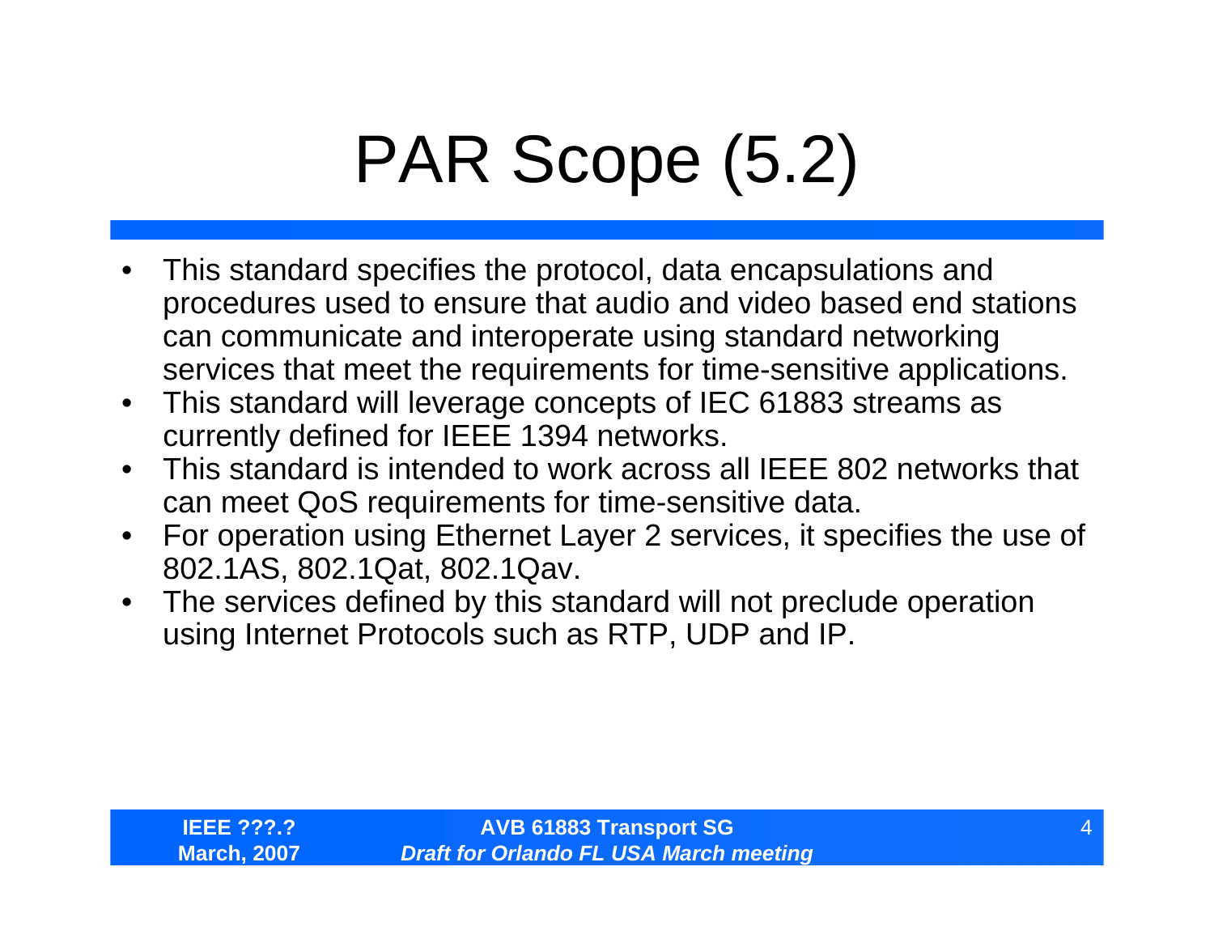# PAR Scope (5.2)

- This standard specifies the protocol, data encapsulations and procedures used to ensure that audio and video based end stations can communicate and interoperate using standard networking services that meet the requirements for time-sensitive applications.
- This standard will leverage concepts of IEC 61883 streams as currently defined for IEEE 1394 networks.
- This standard is intended to work across all IEEE 802 networks that can meet QoS requirements for time-sensitive data.
- For operation using Ethernet Layer 2 services, it specifies the use of 802.1AS, 802.1Qat, 802.1Qav.
- The services defined by this standard will not preclude operation using Internet Protocols such as RTP, UDP and IP.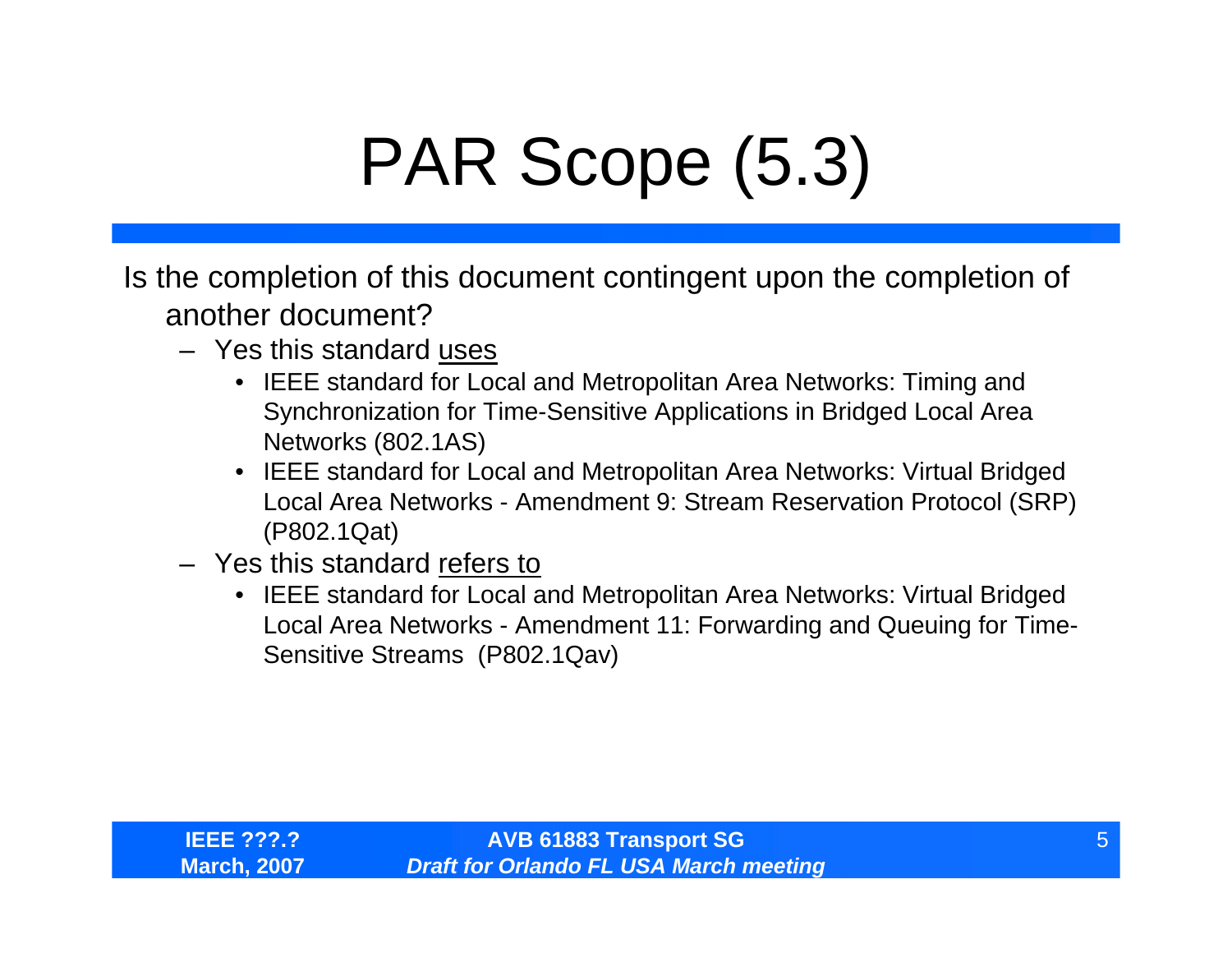# PAR Scope (5.3)

Is the completion of this document contingent upon the completion of another document?

- Yes this standard <u>uses</u>
  - IEEE standard for Local and Metropolitan Area Networks: Timing and Synchronization for Time-Sensitive Applications in Bridged Local Area Networks (802.1AS)
  - IEEE standard for Local and Metropolitan Area Networks: Virtual Bridged Local Area Networks - Amendment 9: Stream Reservation Protocol (SRP) (P802.1Qat)
- Yes this standard <u>refers to</u>
  - IEEE standard for Local and Metropolitan Area Networks: Virtual Bridged Local Area Networks - Amendment 11: Forwarding and Queuing for Time-Sensitive Streams (P802.1Qav)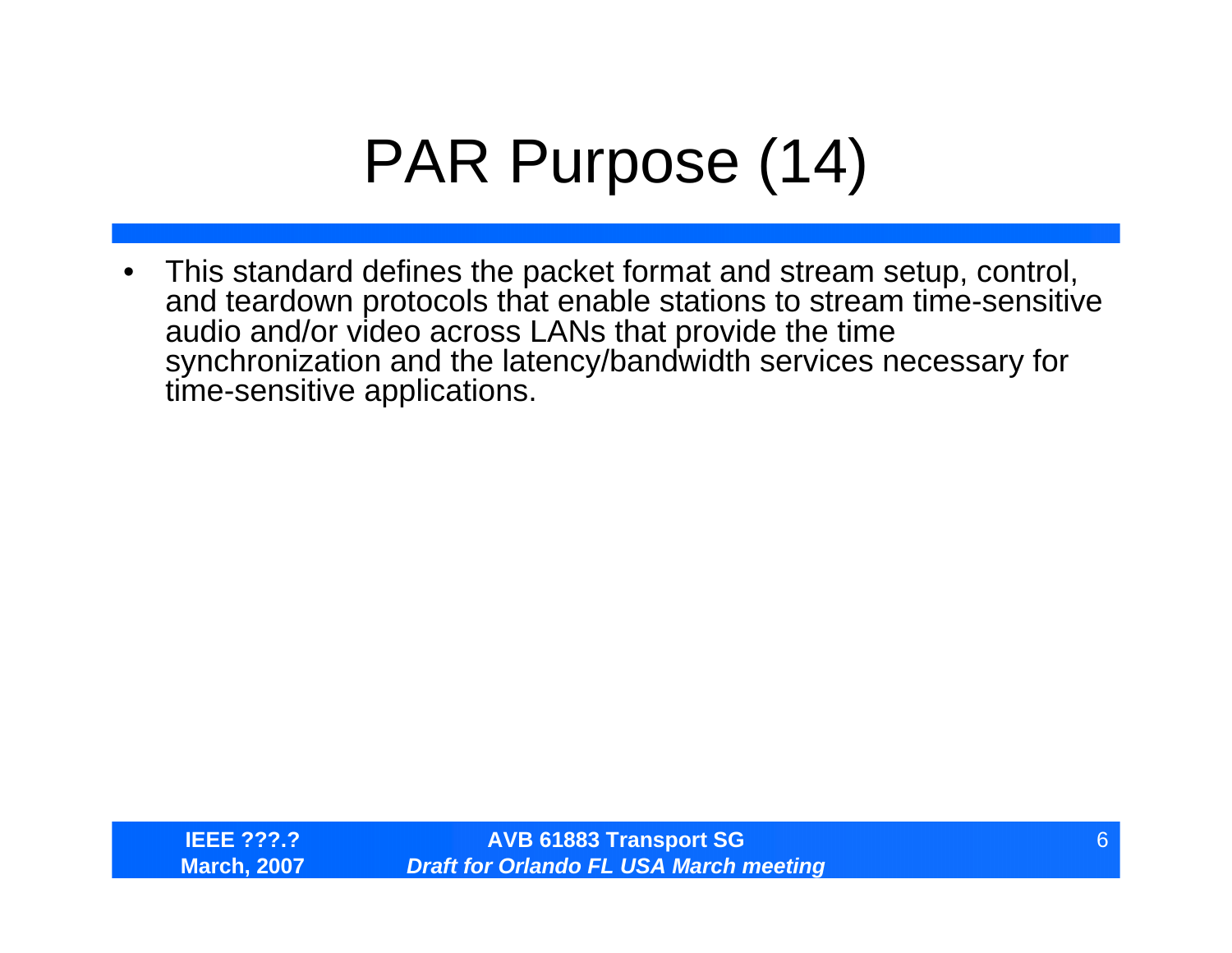# PAR Purpose (14)

- This standard defines the packet format and stream setup, control, and teardown protocols that enable stations to stream time-sensitive audio and/or video across LANs that provide the time synchronization and the latency/bandwidth services necessary for time-sensitive applications.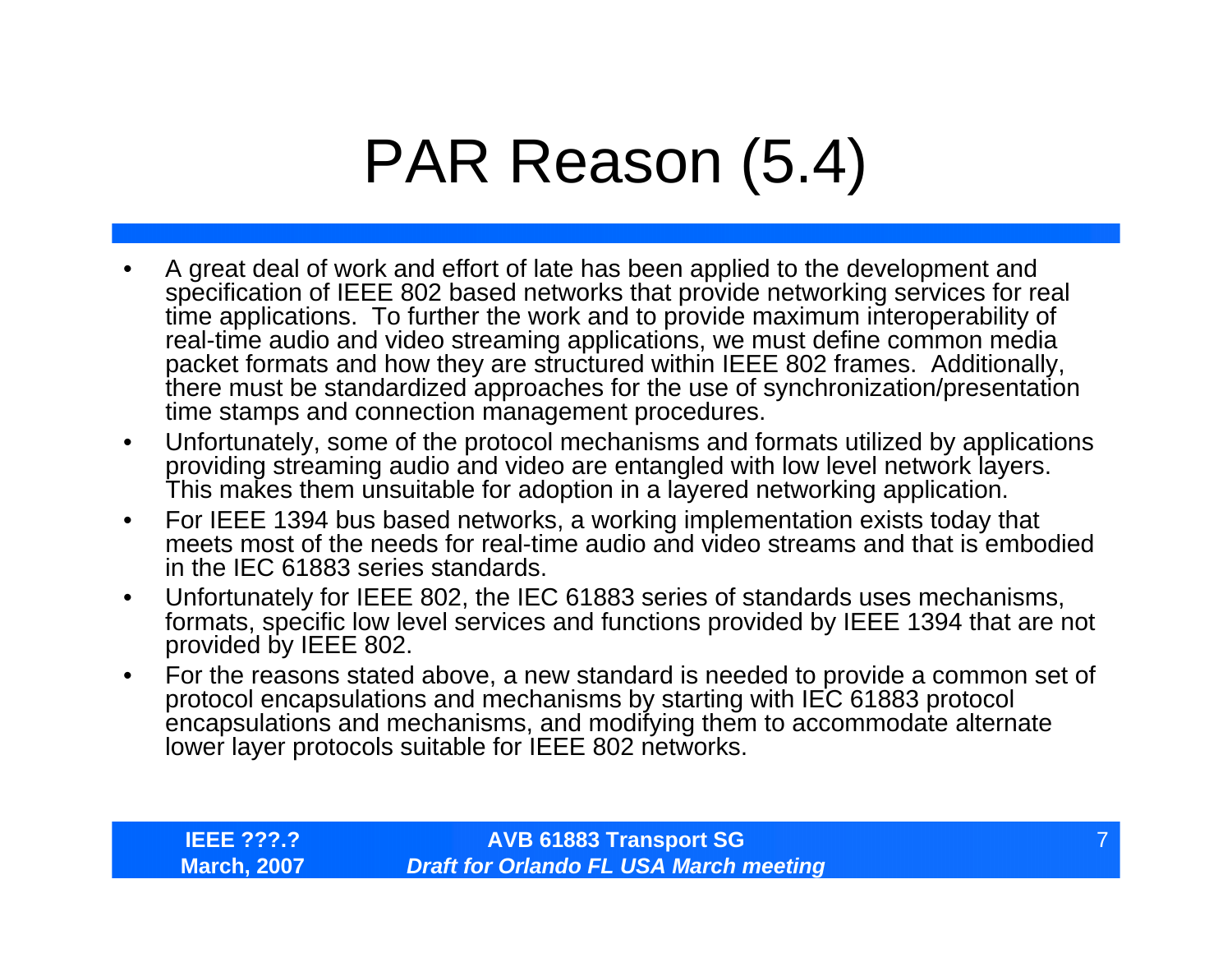# PAR Reason (5.4)

- A great deal of work and effort of late has been applied to the development and specification of IEEE 802 based networks that provide networking services for real time applications. To further the work and to provide maximum interoperability of real-time audio and video streaming applications, we must define common media packet formats and how they are structured within IEEE 802 frames. Additionally, there must be standardized approaches for the use of synchronization/presentation time stamps and connection management procedures.
- Unfortunately, some of the protocol mechanisms and formats utilized by applications providing streaming audio and video are entangled with low level network layers. This makes them unsuitable for adoption in a layered networking application.
- For IEEE 1394 bus based networks, a working implementation exists today that meets most of the needs for real-time audio and video streams and that is embodied in the IEC 61883 series standards.
- Unfortunately for IEEE 802, the IEC 61883 series of standards uses mechanisms, formats, specific low level services and functions provided by IEEE 1394 that are not provided by IEEE 802.
- For the reasons stated above, a new standard is needed to provide a common set of protocol encapsulations and mechanisms by starting with IEC 61883 protocol encapsulations and mechanisms, and modifying them to accommodate alternate lower layer protocols suitable for IEEE 802 networks.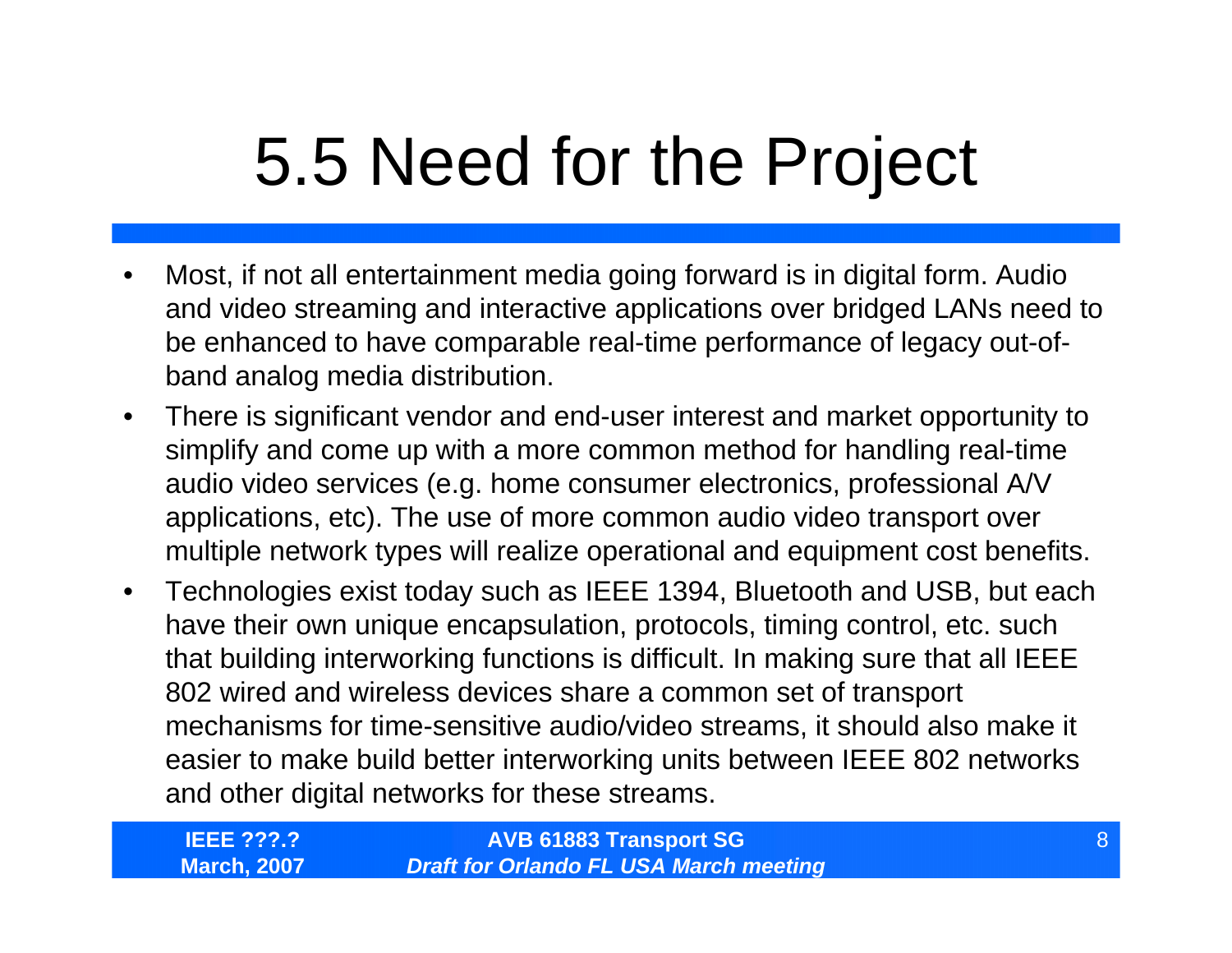# 5.5 Need for the Project

- Most, if not all entertainment media going forward is in digital form. Audio and video streaming and interactive applications over bridged LANs need to be enhanced to have comparable real-time performance of legacy out-of-band analog media distribution.
- There is significant vendor and end-user interest and market opportunity to simplify and come up with a more common method for handling real-time audio video services (e.g. home consumer electronics, professional A/V applications, etc). The use of more common audio video transport over multiple network types will realize operational and equipment cost benefits.
- Technologies exist today such as IEEE 1394, Bluetooth and USB, but each have their own unique encapsulation, protocols, timing control, etc. such that building interworking functions is difficult. In making sure that all IEEE 802 wired and wireless devices share a common set of transport mechanisms for time-sensitive audio/video streams, it should also make it easier to make build better interworking units between IEEE 802 networks and other digital networks for these streams.